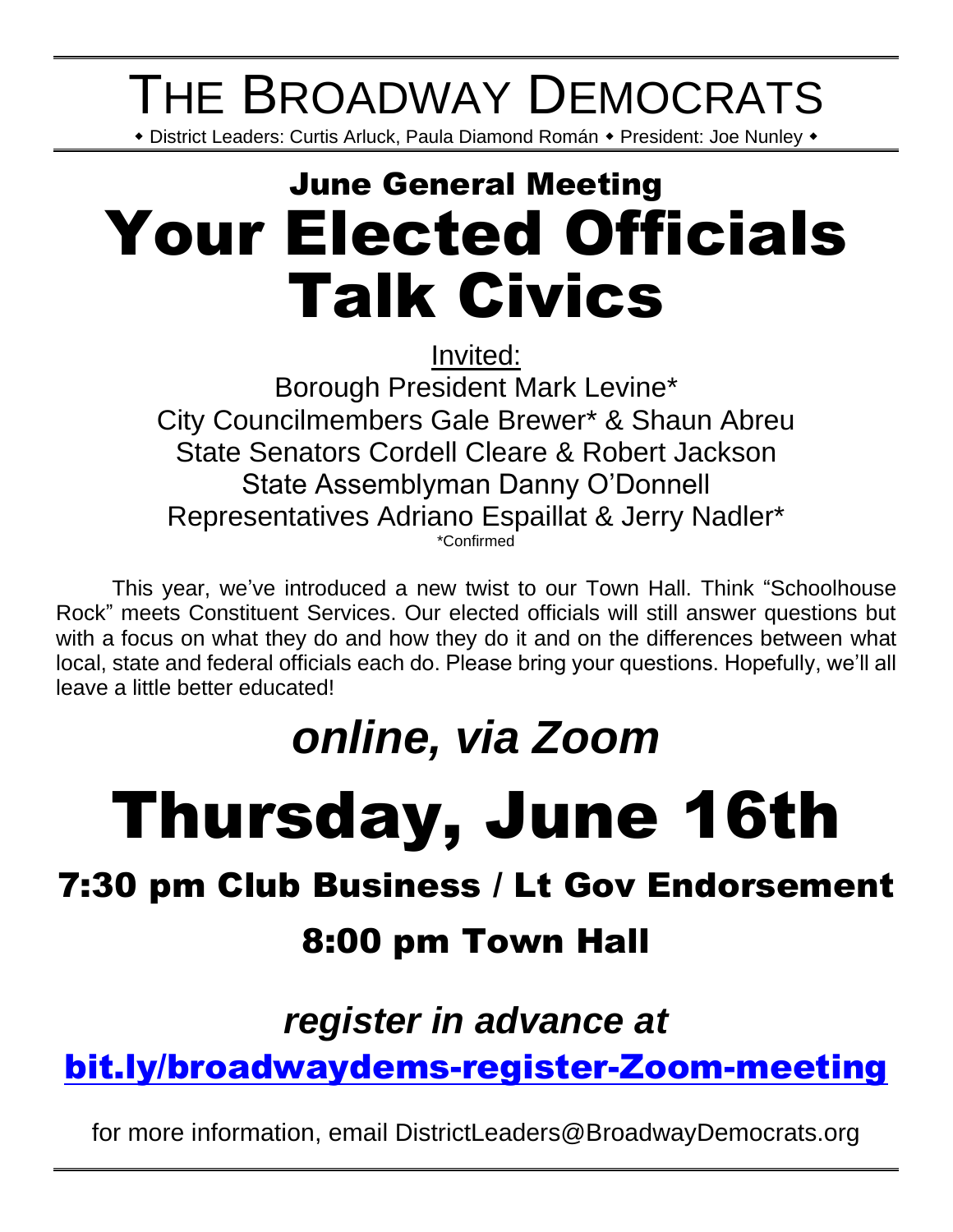# THE BROADWAY DEMOCRATS

◆ District Leaders: Curtis Arluck, Paula Diamond Román ◆ President: Joe Nunley ◆

## June General Meeting

# Your Elected Officials Talk Civics

Invited:

Borough President Mark Levine*
City Councilmembers Gale Brewer* & Shaun Abreu
State Senators Cordell Cleare & Robert Jackson
State Assemblyman Danny O'Donnell
Representatives Adriano Espaillat & Jerry Nadler*

*Confirmed

This year, we've introduced a new twist to our Town Hall. Think "Schoolhouse Rock" meets Constituent Services. Our elected officials will still answer questions but with a focus on what they do and how they do it and on the differences between what local, state and federal officials each do. Please bring your questions. Hopefully, we'll all leave a little better educated!

## *online, via Zoom*

# Thursday, June 16th

## 7:30 pm Club Business / Lt Gov Endorsement

## 8:00 pm Town Hall

### *register in advance at*

### bit.ly/broadwaydems-register-Zoom-meeting

for more information, email DistrictLeaders@BroadwayDemocrats.org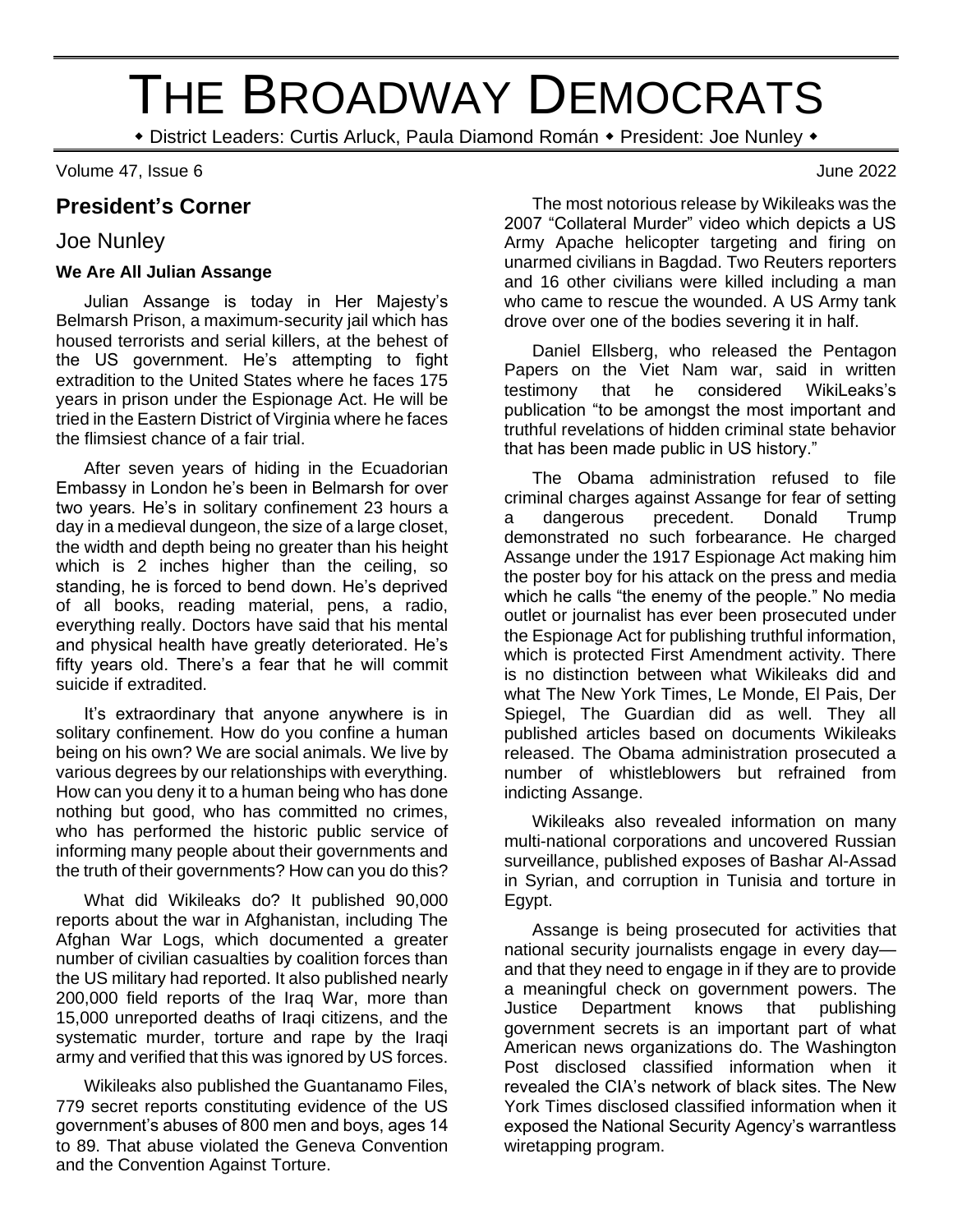# THE BROADWAY DEMOCRATS

◆ District Leaders: Curtis Arluck, Paula Diamond Román ◆ President: Joe Nunley ◆

Volume 47, Issue 6 June 2022

## President's Corner

### Joe Nunley

**We Are All Julian Assange**

Julian Assange is today in Her Majesty's Belmarsh Prison, a maximum-security jail which has housed terrorists and serial killers, at the behest of the US government. He's attempting to fight extradition to the United States where he faces 175 years in prison under the Espionage Act. He will be tried in the Eastern District of Virginia where he faces the flimsiest chance of a fair trial.

After seven years of hiding in the Ecuadorian Embassy in London he's been in Belmarsh for over two years. He's in solitary confinement 23 hours a day in a medieval dungeon, the size of a large closet, the width and depth being no greater than his height which is 2 inches higher than the ceiling, so standing, he is forced to bend down. He's deprived of all books, reading material, pens, a radio, everything really. Doctors have said that his mental and physical health have greatly deteriorated. He's fifty years old. There's a fear that he will commit suicide if extradited.

It's extraordinary that anyone anywhere is in solitary confinement. How do you confine a human being on his own? We are social animals. We live by various degrees by our relationships with everything. How can you deny it to a human being who has done nothing but good, who has committed no crimes, who has performed the historic public service of informing many people about their governments and the truth of their governments? How can you do this?

What did Wikileaks do? It published 90,000 reports about the war in Afghanistan, including The Afghan War Logs, which documented a greater number of civilian casualties by coalition forces than the US military had reported. It also published nearly 200,000 field reports of the Iraq War, more than 15,000 unreported deaths of Iraqi citizens, and the systematic murder, torture and rape by the Iraqi army and verified that this was ignored by US forces.

Wikileaks also published the Guantanamo Files, 779 secret reports constituting evidence of the US government's abuses of 800 men and boys, ages 14 to 89. That abuse violated the Geneva Convention and the Convention Against Torture.

The most notorious release by Wikileaks was the 2007 "Collateral Murder" video which depicts a US Army Apache helicopter targeting and firing on unarmed civilians in Bagdad. Two Reuters reporters and 16 other civilians were killed including a man who came to rescue the wounded. A US Army tank drove over one of the bodies severing it in half.

Daniel Ellsberg, who released the Pentagon Papers on the Viet Nam war, said in written testimony that he considered WikiLeaks's publication "to be amongst the most important and truthful revelations of hidden criminal state behavior that has been made public in US history."

The Obama administration refused to file criminal charges against Assange for fear of setting a dangerous precedent. Donald Trump demonstrated no such forbearance. He charged Assange under the 1917 Espionage Act making him the poster boy for his attack on the press and media which he calls "the enemy of the people." No media outlet or journalist has ever been prosecuted under the Espionage Act for publishing truthful information, which is protected First Amendment activity. There is no distinction between what Wikileaks did and what The New York Times, Le Monde, El Pais, Der Spiegel, The Guardian did as well. They all published articles based on documents Wikileaks released. The Obama administration prosecuted a number of whistleblowers but refrained from indicting Assange.

Wikileaks also revealed information on many multi-national corporations and uncovered Russian surveillance, published exposes of Bashar Al-Assad in Syrian, and corruption in Tunisia and torture in Egypt.

Assange is being prosecuted for activities that national security journalists engage in every day—and that they need to engage in if they are to provide a meaningful check on government powers. The Justice Department knows that publishing government secrets is an important part of what American news organizations do. The Washington Post disclosed classified information when it revealed the CIA's network of black sites. The New York Times disclosed classified information when it exposed the National Security Agency's warrantless wiretapping program.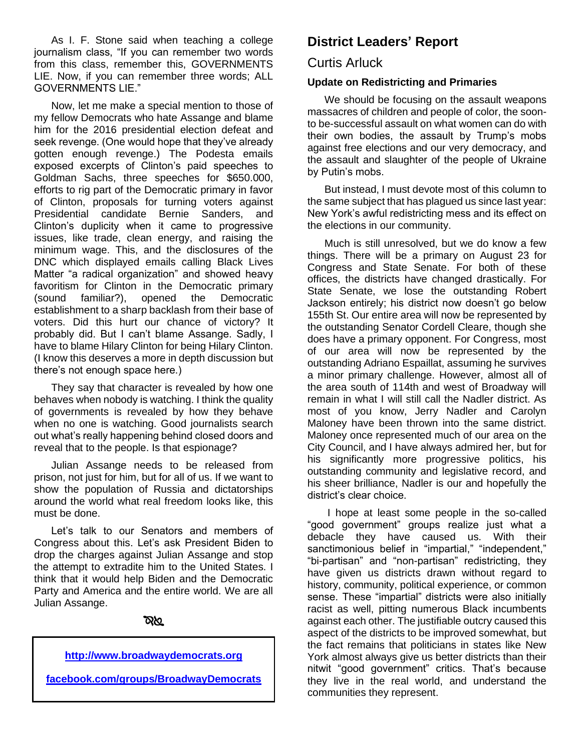As I. F. Stone said when teaching a college journalism class, "If you can remember two words from this class, remember this, GOVERNMENTS LIE. Now, if you can remember three words; ALL GOVERNMENTS LIE."

Now, let me make a special mention to those of my fellow Democrats who hate Assange and blame him for the 2016 presidential election defeat and seek revenge. (One would hope that they've already gotten enough revenge.) The Podesta emails exposed excerpts of Clinton's paid speeches to Goldman Sachs, three speeches for $650.000, efforts to rig part of the Democratic primary in favor of Clinton, proposals for turning voters against Presidential candidate Bernie Sanders, and Clinton's duplicity when it came to progressive issues, like trade, clean energy, and raising the minimum wage. This, and the disclosures of the DNC which displayed emails calling Black Lives Matter "a radical organization" and showed heavy favoritism for Clinton in the Democratic primary (sound familiar?), opened the Democratic establishment to a sharp backlash from their base of voters. Did this hurt our chance of victory? It probably did. But I can't blame Assange. Sadly, I have to blame Hilary Clinton for being Hilary Clinton. (I know this deserves a more in depth discussion but there's not enough space here.)

They say that character is revealed by how one behaves when nobody is watching. I think the quality of governments is revealed by how they behave when no one is watching. Good journalists search out what's really happening behind closed doors and reveal that to the people. Is that espionage?

Julian Assange needs to be released from prison, not just for him, but for all of us. If we want to show the population of Russia and dictatorships around the world what real freedom looks like, this must be done.

Let's talk to our Senators and members of Congress about this. Let's ask President Biden to drop the charges against Julian Assange and stop the attempt to extradite him to the United States. I think that it would help Biden and the Democratic Party and America and the entire world. We are all Julian Assange.

**http://www.broadwaydemocrats.org**

**facebook.com/groups/BroadwayDemocrats**

## District Leaders' Report

### Curtis Arluck

**Update on Redistricting and Primaries**

We should be focusing on the assault weapons massacres of children and people of color, the soon-to be-successful assault on what women can do with their own bodies, the assault by Trump's mobs against free elections and our very democracy, and the assault and slaughter of the people of Ukraine by Putin's mobs.

But instead, I must devote most of this column to the same subject that has plagued us since last year: New York's awful redistricting mess and its effect on the elections in our community.

Much is still unresolved, but we do know a few things. There will be a primary on August 23 for Congress and State Senate. For both of these offices, the districts have changed drastically. For State Senate, we lose the outstanding Robert Jackson entirely; his district now doesn't go below 155th St. Our entire area will now be represented by the outstanding Senator Cordell Cleare, though she does have a primary opponent. For Congress, most of our area will now be represented by the outstanding Adriano Espaillat, assuming he survives a minor primary challenge. However, almost all of the area south of 114th and west of Broadway will remain in what I will still call the Nadler district. As most of you know, Jerry Nadler and Carolyn Maloney have been thrown into the same district. Maloney once represented much of our area on the City Council, and I have always admired her, but for his significantly more progressive politics, his outstanding community and legislative record, and his sheer brilliance, Nadler is our and hopefully the district's clear choice.

I hope at least some people in the so-called "good government" groups realize just what a debacle they have caused us. With their sanctimonious belief in "impartial," "independent," "bi-partisan" and "non-partisan" redistricting, they have given us districts drawn without regard to history, community, political experience, or common sense. These "impartial" districts were also initially racist as well, pitting numerous Black incumbents against each other. The justifiable outcry caused this aspect of the districts to be improved somewhat, but the fact remains that politicians in states like New York almost always give us better districts than their nitwit "good government" critics. That's because they live in the real world, and understand the communities they represent.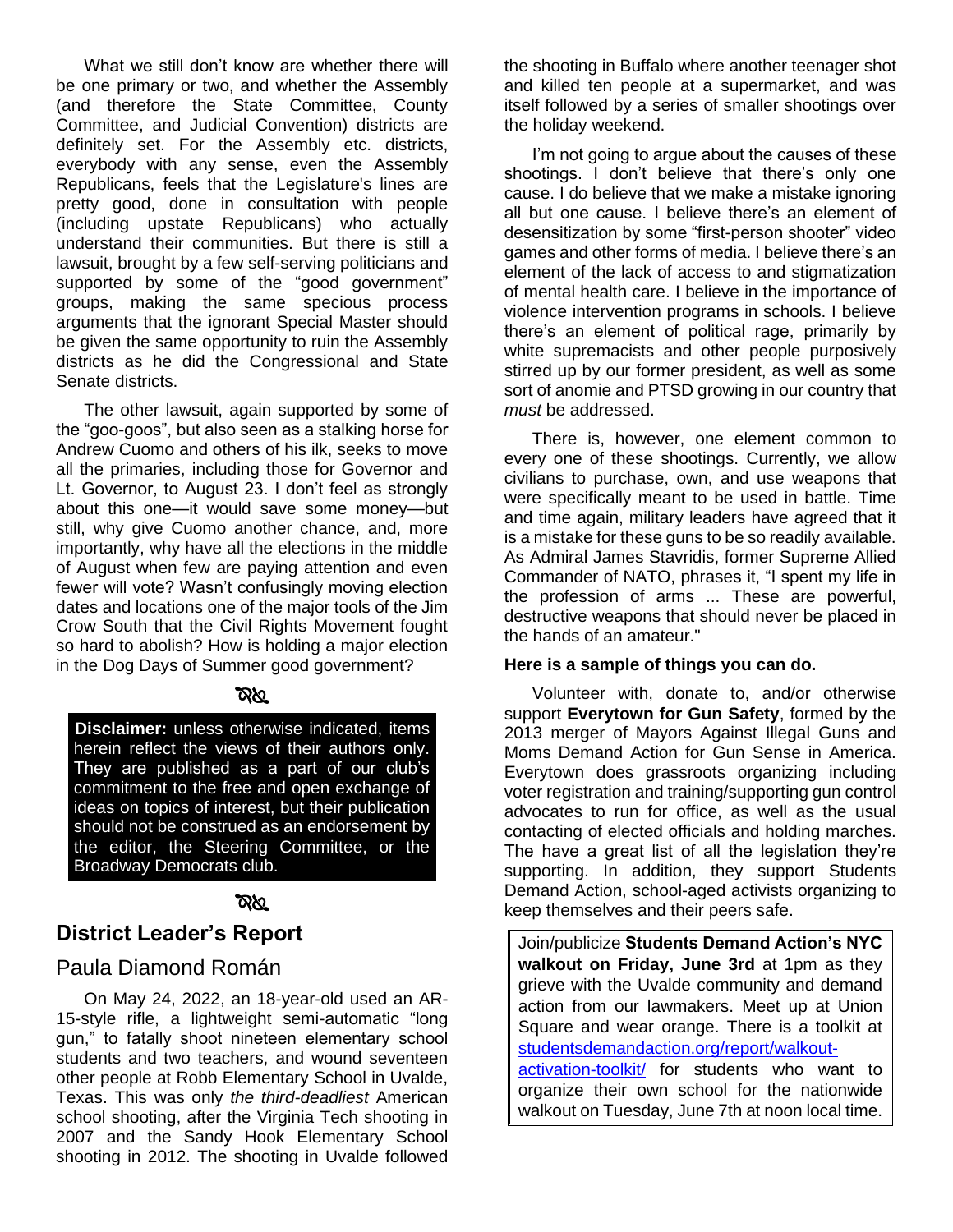What we still don't know are whether there will be one primary or two, and whether the Assembly (and therefore the State Committee, County Committee, and Judicial Convention) districts are definitely set. For the Assembly etc. districts, everybody with any sense, even the Assembly Republicans, feels that the Legislature's lines are pretty good, done in consultation with people (including upstate Republicans) who actually understand their communities. But there is still a lawsuit, brought by a few self-serving politicians and supported by some of the "good government" groups, making the same specious process arguments that the ignorant Special Master should be given the same opportunity to ruin the Assembly districts as he did the Congressional and State Senate districts.

The other lawsuit, again supported by some of the "goo-goos", but also seen as a stalking horse for Andrew Cuomo and others of his ilk, seeks to move all the primaries, including those for Governor and Lt. Governor, to August 23. I don't feel as strongly about this one—it would save some money—but still, why give Cuomo another chance, and, more importantly, why have all the elections in the middle of August when few are paying attention and even fewer will vote? Wasn't confusingly moving election dates and locations one of the major tools of the Jim Crow South that the Civil Rights Movement fought so hard to abolish? How is holding a major election in the Dog Days of Summer good government?

**Disclaimer:** unless otherwise indicated, items herein reflect the views of their authors only. They are published as a part of our club's commitment to the free and open exchange of ideas on topics of interest, but their publication should not be construed as an endorsement by the editor, the Steering Committee, or the Broadway Democrats club.

## District Leader's Report

### Paula Diamond Román

On May 24, 2022, an 18-year-old used an AR-15-style rifle, a lightweight semi-automatic "long gun," to fatally shoot nineteen elementary school students and two teachers, and wound seventeen other people at Robb Elementary School in Uvalde, Texas. This was only *the third-deadliest* American school shooting, after the Virginia Tech shooting in 2007 and the Sandy Hook Elementary School shooting in 2012. The shooting in Uvalde followed the shooting in Buffalo where another teenager shot and killed ten people at a supermarket, and was itself followed by a series of smaller shootings over the holiday weekend.

I'm not going to argue about the causes of these shootings. I don't believe that there's only one cause. I do believe that we make a mistake ignoring all but one cause. I believe there's an element of desensitization by some "first-person shooter" video games and other forms of media. I believe there's an element of the lack of access to and stigmatization of mental health care. I believe in the importance of violence intervention programs in schools. I believe there's an element of political rage, primarily by white supremacists and other people purposively stirred up by our former president, as well as some sort of anomie and PTSD growing in our country that *must* be addressed.

There is, however, one element common to every one of these shootings. Currently, we allow civilians to purchase, own, and use weapons that were specifically meant to be used in battle. Time and time again, military leaders have agreed that it is a mistake for these guns to be so readily available. As Admiral James Stavridis, former Supreme Allied Commander of NATO, phrases it, "I spent my life in the profession of arms ... These are powerful, destructive weapons that should never be placed in the hands of an amateur."

**Here is a sample of things you can do.**

Volunteer with, donate to, and/or otherwise support **Everytown for Gun Safety**, formed by the 2013 merger of Mayors Against Illegal Guns and Moms Demand Action for Gun Sense in America. Everytown does grassroots organizing including voter registration and training/supporting gun control advocates to run for office, as well as the usual contacting of elected officials and holding marches. The have a great list of all the legislation they're supporting. In addition, they support Students Demand Action, school-aged activists organizing to keep themselves and their peers safe.

Join/publicize **Students Demand Action's NYC walkout on Friday, June 3rd** at 1pm as they grieve with the Uvalde community and demand action from our lawmakers. Meet up at Union Square and wear orange. There is a toolkit at studentsdemandaction.org/report/walkout-activation-toolkit/ for students who want to organize their own school for the nationwide walkout on Tuesday, June 7th at noon local time.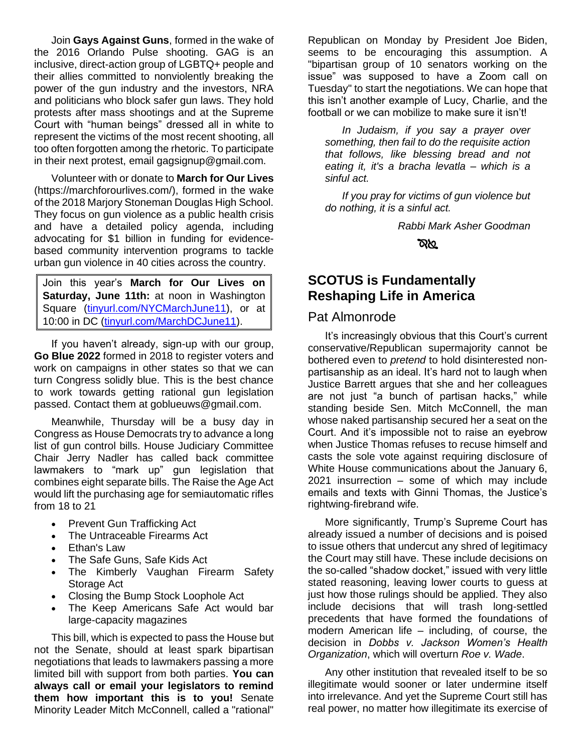Join **Gays Against Guns**, formed in the wake of the 2016 Orlando Pulse shooting. GAG is an inclusive, direct-action group of LGBTQ+ people and their allies committed to nonviolently breaking the power of the gun industry and the investors, NRA and politicians who block safer gun laws. They hold protests after mass shootings and at the Supreme Court with "human beings" dressed all in white to represent the victims of the most recent shooting, all too often forgotten among the rhetoric. To participate in their next protest, email gagsignup@gmail.com.

Volunteer with or donate to **March for Our Lives** (https://marchforourlives.com/), formed in the wake of the 2018 Marjory Stoneman Douglas High School. They focus on gun violence as a public health crisis and have a detailed policy agenda, including advocating for $1 billion in funding for evidence-based community intervention programs to tackle urban gun violence in 40 cities across the country.

> Join this year's **March for Our Lives on Saturday, June 11th:** at noon in Washington Square (tinyurl.com/NYCMarchJune11), or at 10:00 in DC (tinyurl.com/MarchDCJune11).

If you haven't already, sign-up with our group, **Go Blue 2022** formed in 2018 to register voters and work on campaigns in other states so that we can turn Congress solidly blue. This is the best chance to work towards getting rational gun legislation passed. Contact them at goblueuws@gmail.com.

Meanwhile, Thursday will be a busy day in Congress as House Democrats try to advance a long list of gun control bills. House Judiciary Committee Chair Jerry Nadler has called back committee lawmakers to "mark up" gun legislation that combines eight separate bills. The Raise the Age Act would lift the purchasing age for semiautomatic rifles from 18 to 21

- Prevent Gun Trafficking Act
- The Untraceable Firearms Act
- Ethan's Law
- The Safe Guns, Safe Kids Act
- The Kimberly Vaughan Firearm Safety Storage Act
- Closing the Bump Stock Loophole Act
- The Keep Americans Safe Act would bar large-capacity magazines

This bill, which is expected to pass the House but not the Senate, should at least spark bipartisan negotiations that leads to lawmakers passing a more limited bill with support from both parties. **You can always call or email your legislators to remind them how important this is to you!** Senate Minority Leader Mitch McConnell, called a "rational" Republican on Monday by President Joe Biden, seems to be encouraging this assumption. A "bipartisan group of 10 senators working on the issue" was supposed to have a Zoom call on Tuesday" to start the negotiations. We can hope that this isn't another example of Lucy, Charlie, and the football or we can mobilize to make sure it isn't!

> *In Judaism, if you say a prayer over something, then fail to do the requisite action that follows, like blessing bread and not eating it, it's a bracha levatla – which is a sinful act.*
>
> *If you pray for victims of gun violence but do nothing, it is a sinful act.*
>
> *Rabbi Mark Asher Goodman*

## SCOTUS is Fundamentally Reshaping Life in America

### Pat Almonrode

It's increasingly obvious that this Court's current conservative/Republican supermajority cannot be bothered even to *pretend* to hold disinterested non-partisanship as an ideal. It's hard not to laugh when Justice Barrett argues that she and her colleagues are not just "a bunch of partisan hacks," while standing beside Sen. Mitch McConnell, the man whose naked partisanship secured her a seat on the Court. And it's impossible not to raise an eyebrow when Justice Thomas refuses to recuse himself and casts the sole vote against requiring disclosure of White House communications about the January 6, 2021 insurrection – some of which may include emails and texts with Ginni Thomas, the Justice's rightwing-firebrand wife.

More significantly, Trump's Supreme Court has already issued a number of decisions and is poised to issue others that undercut any shred of legitimacy the Court may still have. These include decisions on the so-called "shadow docket," issued with very little stated reasoning, leaving lower courts to guess at just how those rulings should be applied. They also include decisions that will trash long-settled precedents that have formed the foundations of modern American life – including, of course, the decision in *Dobbs v. Jackson Women's Health Organization*, which will overturn *Roe v. Wade*.

Any other institution that revealed itself to be so illegitimate would sooner or later undermine itself into irrelevance. And yet the Supreme Court still has real power, no matter how illegitimate its exercise of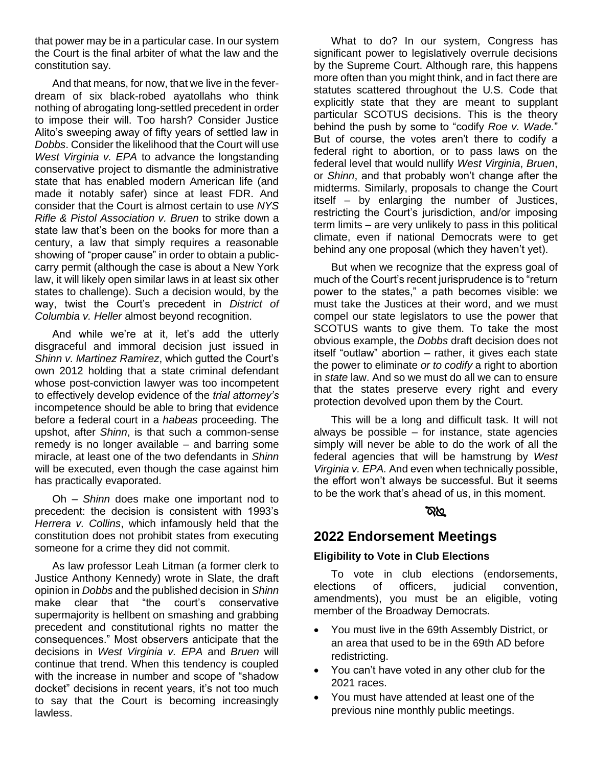that power may be in a particular case. In our system the Court is the final arbiter of what the law and the constitution say.

And that means, for now, that we live in the fever-dream of six black-robed ayatollahs who think nothing of abrogating long-settled precedent in order to impose their will. Too harsh? Consider Justice Alito's sweeping away of fifty years of settled law in *Dobbs*. Consider the likelihood that the Court will use *West Virginia v. EPA* to advance the longstanding conservative project to dismantle the administrative state that has enabled modern American life (and made it notably safer) since at least FDR. And consider that the Court is almost certain to use *NYS Rifle & Pistol Association v. Bruen* to strike down a state law that's been on the books for more than a century, a law that simply requires a reasonable showing of "proper cause" in order to obtain a public-carry permit (although the case is about a New York law, it will likely open similar laws in at least six other states to challenge). Such a decision would, by the way, twist the Court's precedent in *District of Columbia v. Heller* almost beyond recognition.

And while we're at it, let's add the utterly disgraceful and immoral decision just issued in *Shinn v. Martinez Ramirez*, which gutted the Court's own 2012 holding that a state criminal defendant whose post-conviction lawyer was too incompetent to effectively develop evidence of the *trial attorney's* incompetence should be able to bring that evidence before a federal court in a *habeas* proceeding. The upshot, after *Shinn*, is that such a common-sense remedy is no longer available – and barring some miracle, at least one of the two defendants in *Shinn* will be executed, even though the case against him has practically evaporated.

Oh – *Shinn* does make one important nod to precedent: the decision is consistent with 1993's *Herrera v. Collins*, which infamously held that the constitution does not prohibit states from executing someone for a crime they did not commit.

As law professor Leah Litman (a former clerk to Justice Anthony Kennedy) wrote in Slate, the draft opinion in *Dobbs* and the published decision in *Shinn* make clear that "the court's conservative supermajority is hellbent on smashing and grabbing precedent and constitutional rights no matter the consequences." Most observers anticipate that the decisions in *West Virginia v. EPA* and *Bruen* will continue that trend. When this tendency is coupled with the increase in number and scope of "shadow docket" decisions in recent years, it's not too much to say that the Court is becoming increasingly lawless.

What to do? In our system, Congress has significant power to legislatively overrule decisions by the Supreme Court. Although rare, this happens more often than you might think, and in fact there are statutes scattered throughout the U.S. Code that explicitly state that they are meant to supplant particular SCOTUS decisions. This is the theory behind the push by some to "codify *Roe v. Wade.*" But of course, the votes aren't there to codify a federal right to abortion, or to pass laws on the federal level that would nullify *West Virginia*, *Bruen*, or *Shinn*, and that probably won't change after the midterms. Similarly, proposals to change the Court itself – by enlarging the number of Justices, restricting the Court's jurisdiction, and/or imposing term limits – are very unlikely to pass in this political climate, even if national Democrats were to get behind any one proposal (which they haven't yet).

But when we recognize that the express goal of much of the Court's recent jurisprudence is to "return power to the states," a path becomes visible: we must take the Justices at their word, and we must compel our state legislators to use the power that SCOTUS wants to give them. To take the most obvious example, the *Dobbs* draft decision does not itself "outlaw" abortion – rather, it gives each state the power to eliminate *or to codify* a right to abortion in *state* law. And so we must do all we can to ensure that the states preserve every right and every protection devolved upon them by the Court.

This will be a long and difficult task. It will not always be possible – for instance, state agencies simply will never be able to do the work of all the federal agencies that will be hamstrung by *West Virginia v. EPA.* And even when technically possible, the effort won't always be successful. But it seems to be the work that's ahead of us, in this moment.

## 2022 Endorsement Meetings

### Eligibility to Vote in Club Elections

To vote in club elections (endorsements, elections of officers, judicial convention, amendments), you must be an eligible, voting member of the Broadway Democrats.

- You must live in the 69th Assembly District, or an area that used to be in the 69th AD before redistricting.
- You can't have voted in any other club for the 2021 races.
- You must have attended at least one of the previous nine monthly public meetings.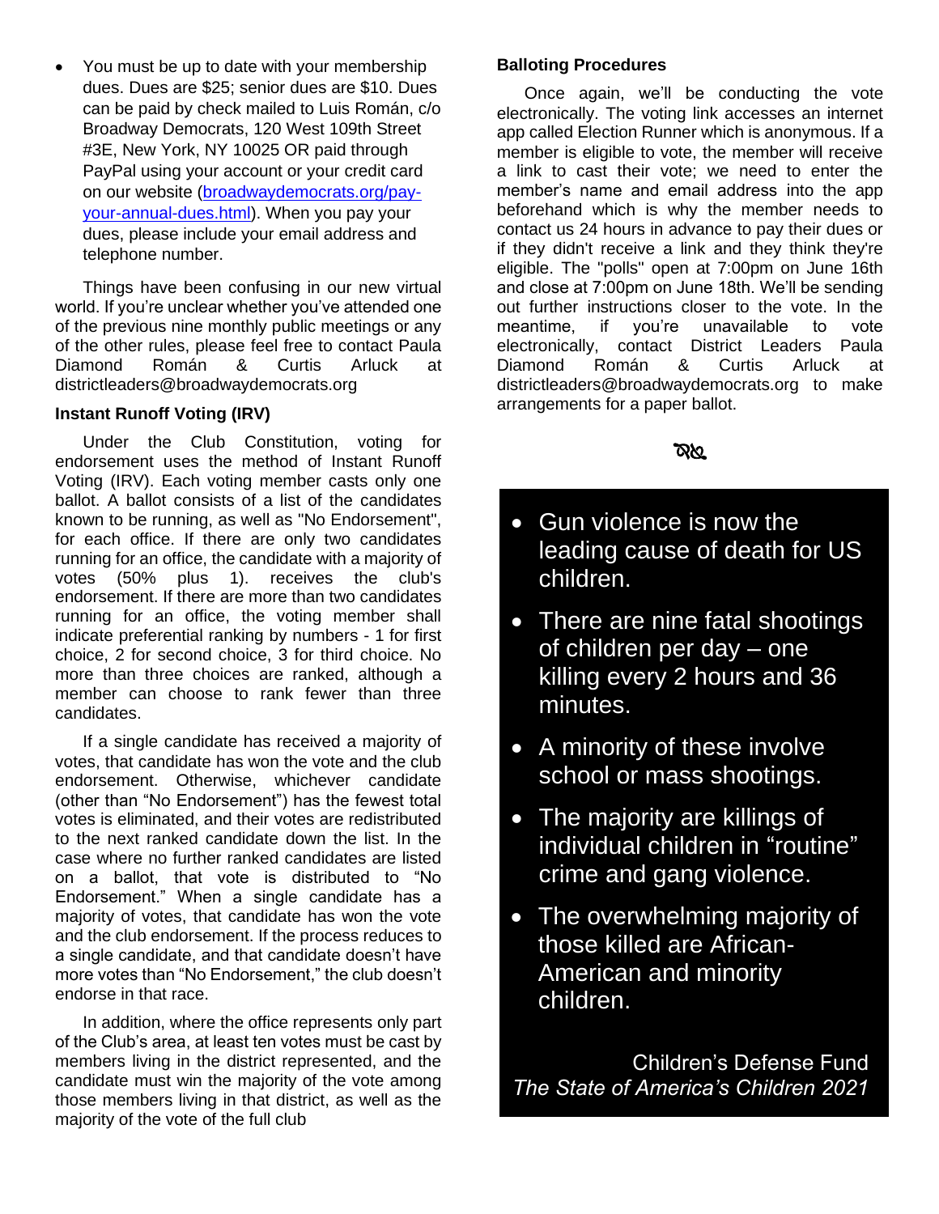- You must be up to date with your membership dues. Dues are $25; senior dues are $10. Dues can be paid by check mailed to Luis Román, c/o Broadway Democrats, 120 West 109th Street #3E, New York, NY 10025 OR paid through PayPal using your account or your credit card on our website (broadwaydemocrats.org/pay-your-annual-dues.html). When you pay your dues, please include your email address and telephone number.

Things have been confusing in our new virtual world. If you're unclear whether you've attended one of the previous nine monthly public meetings or any of the other rules, please feel free to contact Paula Diamond Román & Curtis Arluck at districtleaders@broadwaydemocrats.org

**Instant Runoff Voting (IRV)**

Under the Club Constitution, voting for endorsement uses the method of Instant Runoff Voting (IRV). Each voting member casts only one ballot. A ballot consists of a list of the candidates known to be running, as well as "No Endorsement", for each office. If there are only two candidates running for an office, the candidate with a majority of votes (50% plus 1). receives the club's endorsement. If there are more than two candidates running for an office, the voting member shall indicate preferential ranking by numbers - 1 for first choice, 2 for second choice, 3 for third choice. No more than three choices are ranked, although a member can choose to rank fewer than three candidates.

If a single candidate has received a majority of votes, that candidate has won the vote and the club endorsement. Otherwise, whichever candidate (other than "No Endorsement") has the fewest total votes is eliminated, and their votes are redistributed to the next ranked candidate down the list. In the case where no further ranked candidates are listed on a ballot, that vote is distributed to "No Endorsement." When a single candidate has a majority of votes, that candidate has won the vote and the club endorsement. If the process reduces to a single candidate, and that candidate doesn't have more votes than "No Endorsement," the club doesn't endorse in that race.

In addition, where the office represents only part of the Club's area, at least ten votes must be cast by members living in the district represented, and the candidate must win the majority of the vote among those members living in that district, as well as the majority of the vote of the full club

**Balloting Procedures**

Once again, we'll be conducting the vote electronically. The voting link accesses an internet app called Election Runner which is anonymous. If a member is eligible to vote, the member will receive a link to cast their vote; we need to enter the member's name and email address into the app beforehand which is why the member needs to contact us 24 hours in advance to pay their dues or if they didn't receive a link and they think they're eligible. The "polls" open at 7:00pm on June 16th and close at 7:00pm on June 18th. We'll be sending out further instructions closer to the vote. In the meantime, if you're unavailable to vote electronically, contact District Leaders Paula Diamond Román & Curtis Arluck at districtleaders@broadwaydemocrats.org to make arrangements for a paper ballot.

- Gun violence is now the leading cause of death for US children.
- There are nine fatal shootings of children per day – one killing every 2 hours and 36 minutes.
- A minority of these involve school or mass shootings.
- The majority are killings of individual children in "routine" crime and gang violence.
- The overwhelming majority of those killed are African-American and minority children.

Children's Defense Fund
*The State of America's Children 2021*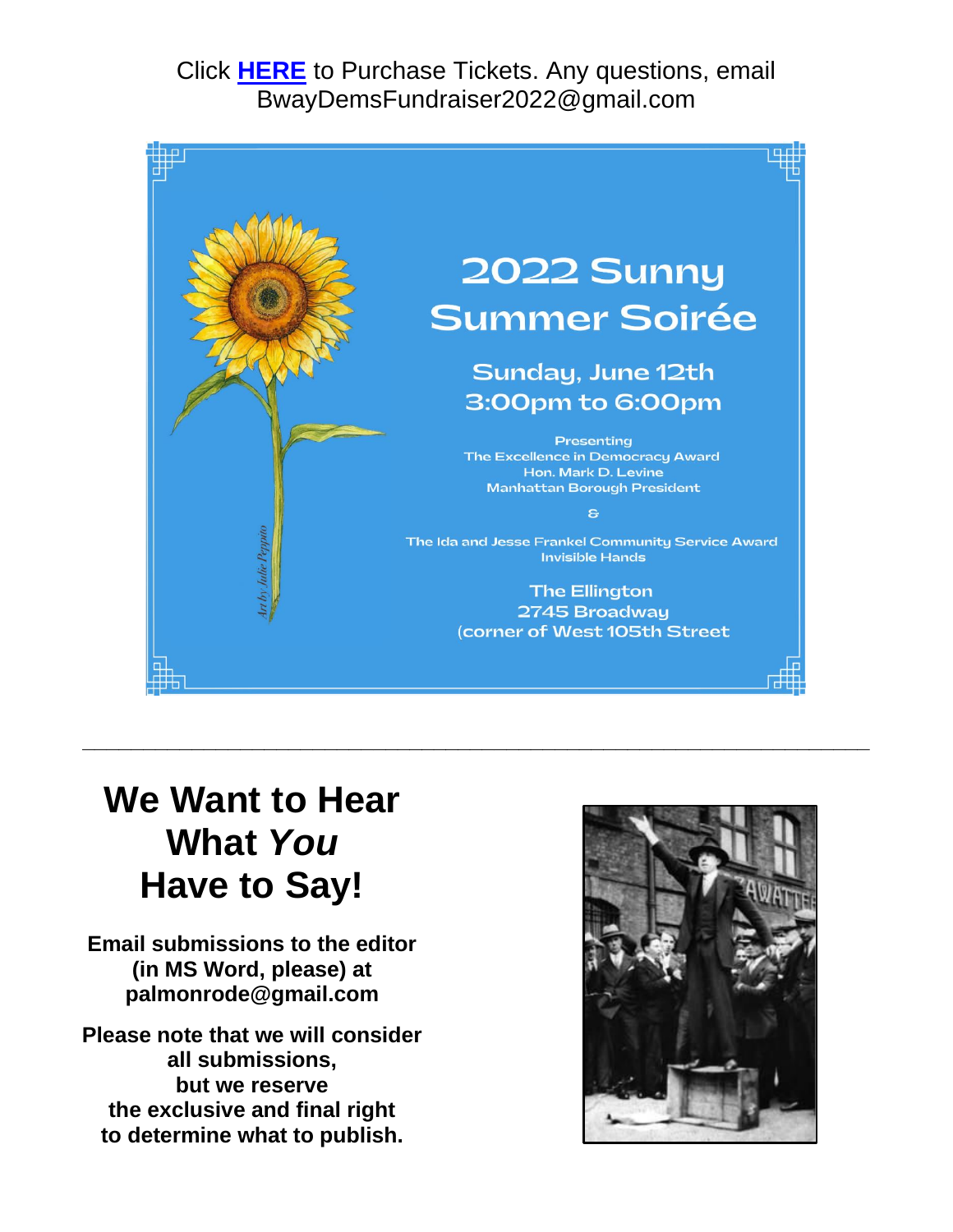Click **HERE** to Purchase Tickets. Any questions, email BwayDemsFundraiser2022@gmail.com

# 2022 Sunny Summer Soirée

## Sunday, June 12th
## 3:00pm to 6:00pm

Presenting
The Excellence in Democracy Award
Hon. Mark D. Levine
Manhattan Borough President

&

The Ida and Jesse Frankel Community Service Award
Invisible Hands

The Ellington
2745 Broadway
(corner of West 105th Street

Art by Julie Peppito

---

# We Want to Hear What *You* Have to Say!

**Email submissions to the editor (in MS Word, please) at palmonrode@gmail.com**

**Please note that we will consider all submissions, but we reserve the exclusive and final right to determine what to publish.**